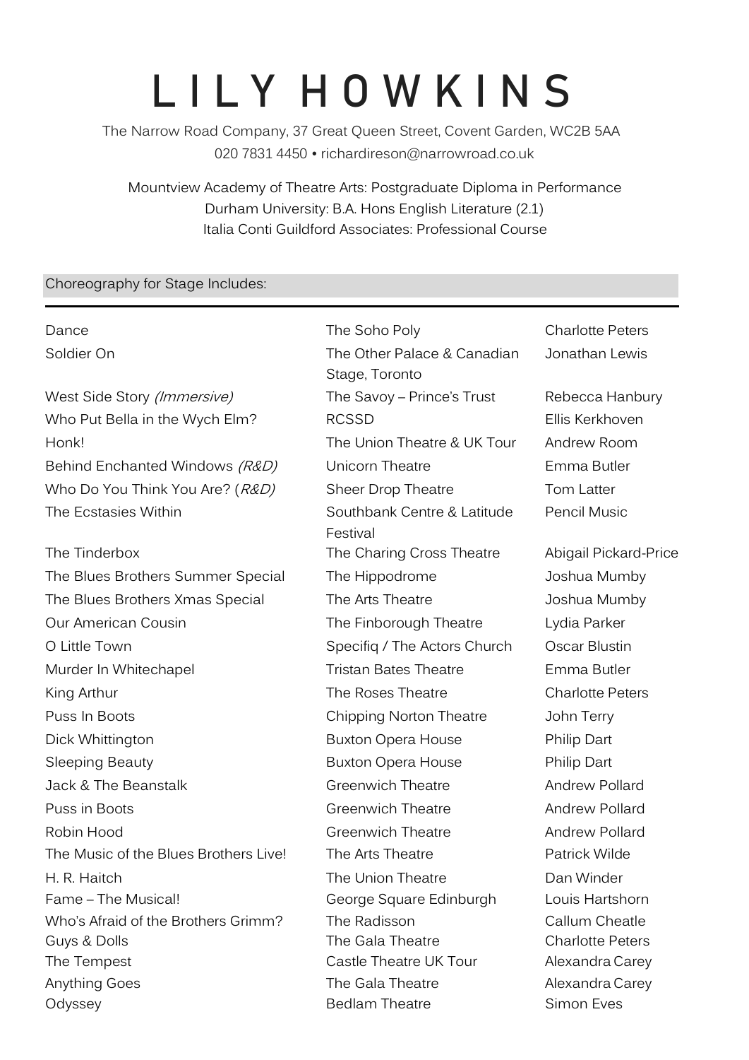# L I L Y H O W K I N S

The Narrow Road Company, 37 Great Queen Street, Covent Garden, WC2B 5AA
020 7831 4450 • richardireson@narrowroad.co.uk

Mountview Academy of Theatre Arts: Postgraduate Diploma in Performance
Durham University: B.A. Hons English Literature (2.1)
Italia Conti Guildford Associates: Professional Course

## Choreography for Stage Includes:

| | | |
|---|---|---|
| Dance | The Soho Poly | Charlotte Peters |
| Soldier On | The Other Palace & Canadian Stage, Toronto | Jonathan Lewis |
| West Side Story *(Immersive)* | The Savoy – Prince's Trust | Rebecca Hanbury |
| Who Put Bella in the Wych Elm? | RCSSD | Ellis Kerkhoven |
| Honk! | The Union Theatre & UK Tour | Andrew Room |
| Behind Enchanted Windows *(R&D)* | Unicorn Theatre | Emma Butler |
| Who Do You Think You Are? (*R&D*) | Sheer Drop Theatre | Tom Latter |
| The Ecstasies Within | Southbank Centre & Latitude Festival | Pencil Music |
| The Tinderbox | The Charing Cross Theatre | Abigail Pickard-Price |
| The Blues Brothers Summer Special | The Hippodrome | Joshua Mumby |
| The Blues Brothers Xmas Special | The Arts Theatre | Joshua Mumby |
| Our American Cousin | The Finborough Theatre | Lydia Parker |
| O Little Town | Specifiq / The Actors Church | Oscar Blustin |
| Murder In Whitechapel | Tristan Bates Theatre | Emma Butler |
| King Arthur | The Roses Theatre | Charlotte Peters |
| Puss In Boots | Chipping Norton Theatre | John Terry |
| Dick Whittington | Buxton Opera House | Philip Dart |
| Sleeping Beauty | Buxton Opera House | Philip Dart |
| Jack & The Beanstalk | Greenwich Theatre | Andrew Pollard |
| Puss in Boots | Greenwich Theatre | Andrew Pollard |
| Robin Hood | Greenwich Theatre | Andrew Pollard |
| The Music of the Blues Brothers Live! | The Arts Theatre | Patrick Wilde |
| H. R. Haitch | The Union Theatre | Dan Winder |
| Fame – The Musical! | George Square Edinburgh | Louis Hartshorn |
| Who's Afraid of the Brothers Grimm? | The Radisson | Callum Cheatle |
| Guys & Dolls | The Gala Theatre | Charlotte Peters |
| The Tempest | Castle Theatre UK Tour | Alexandra Carey |
| Anything Goes | The Gala Theatre | Alexandra Carey |
| Odyssey | Bedlam Theatre | Simon Eves |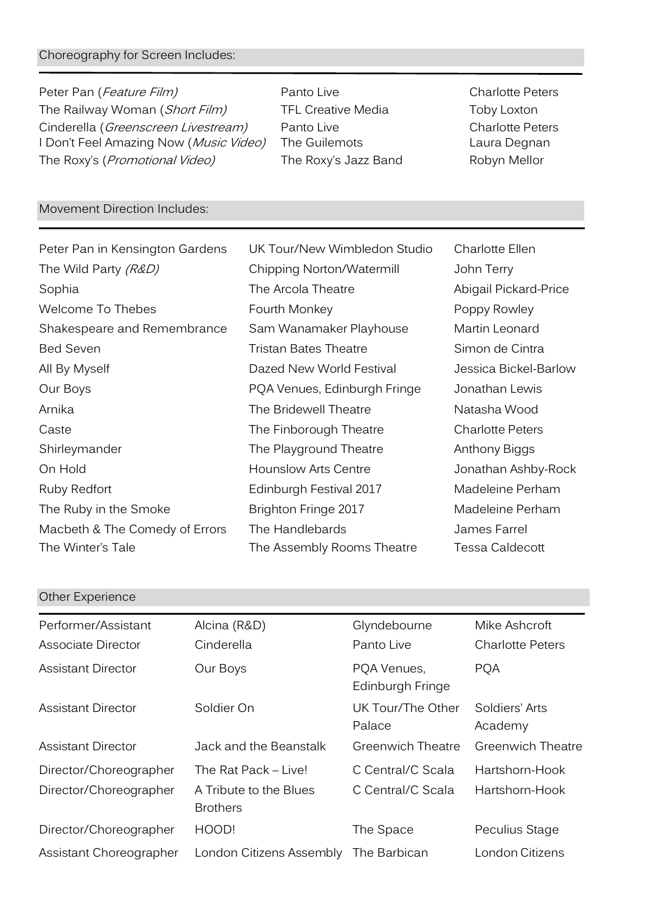## Choreography for Screen Includes:

| | | |
|---|---|---|
| Peter Pan (*Feature Film)* | Panto Live | Charlotte Peters |
| The Railway Woman (*Short Film*) | TFL Creative Media | Toby Loxton |
| Cinderella (*Greenscreen Livestream*) | Panto Live | Charlotte Peters |
| I Don't Feel Amazing Now (*Music Video*) | The Guilemots | Laura Degnan |
| The Roxy's (*Promotional Video*) | The Roxy's Jazz Band | Robyn Mellor |

## Movement Direction Includes:

| | | |
|---|---|---|
| Peter Pan in Kensington Gardens | UK Tour/New Wimbledon Studio | Charlotte Ellen |
| The Wild Party *(R&D)* | Chipping Norton/Watermill | John Terry |
| Sophia | The Arcola Theatre | Abigail Pickard-Price |
| Welcome To Thebes | Fourth Monkey | Poppy Rowley |
| Shakespeare and Remembrance | Sam Wanamaker Playhouse | Martin Leonard |
| Bed Seven | Tristan Bates Theatre | Simon de Cintra |
| All By Myself | Dazed New World Festival | Jessica Bickel-Barlow |
| Our Boys | PQA Venues, Edinburgh Fringe | Jonathan Lewis |
| Arnika | The Bridewell Theatre | Natasha Wood |
| Caste | The Finborough Theatre | Charlotte Peters |
| Shirleymander | The Playground Theatre | Anthony Biggs |
| On Hold | Hounslow Arts Centre | Jonathan Ashby-Rock |
| Ruby Redfort | Edinburgh Festival 2017 | Madeleine Perham |
| The Ruby in the Smoke | Brighton Fringe 2017 | Madeleine Perham |
| Macbeth & The Comedy of Errors | The Handlebards | James Farrel |
| The Winter's Tale | The Assembly Rooms Theatre | Tessa Caldecott |

## Other Experience

| | | | |
|---|---|---|---|
| Performer/Assistant | Alcina (R&D) | Glyndebourne | Mike Ashcroft |
| Associate Director | Cinderella | Panto Live | Charlotte Peters |
| Assistant Director | Our Boys | PQA Venues, Edinburgh Fringe | PQA |
| Assistant Director | Soldier On | UK Tour/The Other Palace | Soldiers' Arts Academy |
| Assistant Director | Jack and the Beanstalk | Greenwich Theatre | Greenwich Theatre |
| Director/Choreographer | The Rat Pack – Live! | C Central/C Scala | Hartshorn-Hook |
| Director/Choreographer | A Tribute to the Blues Brothers | C Central/C Scala | Hartshorn-Hook |
| Director/Choreographer | HOOD! | The Space | Peculius Stage |
| Assistant Choreographer | London Citizens Assembly | The Barbican | London Citizens |